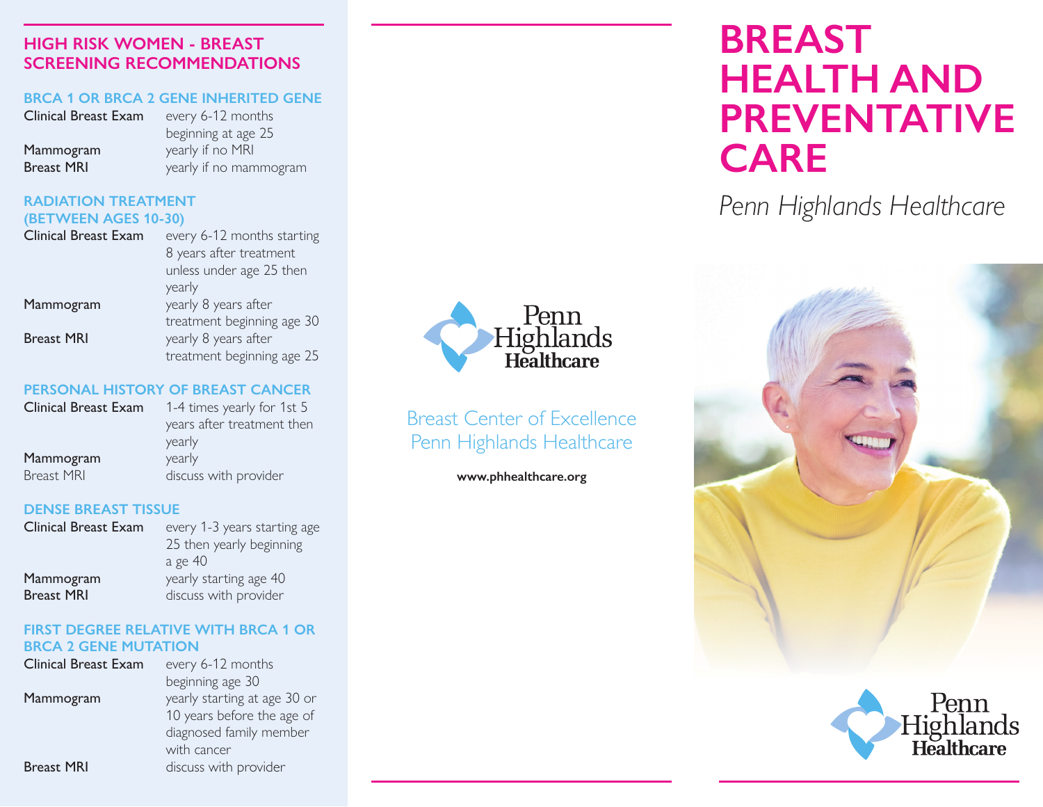## HIGH RISK WOMEN - BREAST SCREENING RECOMMENDATIONS

### BRCA 1 OR BRCA 2 GENE INHERITED GENE

| | |
|---|---|
| Clinical Breast Exam | every 6-12 months beginning at age 25 |
| Mammogram | yearly if no MRI |
| Breast MRI | yearly if no mammogram |

### RADIATION TREATMENT (BETWEEN AGES 10-30)

| | |
|---|---|
| Clinical Breast Exam | every 6-12 months starting 8 years after treatment unless under age 25 then yearly |
| Mammogram | yearly 8 years after treatment beginning age 30 |
| Breast MRI | yearly 8 years after treatment beginning age 25 |

### PERSONAL HISTORY OF BREAST CANCER

| | |
|---|---|
| Clinical Breast Exam | 1-4 times yearly for 1st 5 years after treatment then yearly |
| Mammogram | yearly |
| Breast MRI | discuss with provider |

### DENSE BREAST TISSUE

| | |
|---|---|
| Clinical Breast Exam | every 1-3 years starting age 25 then yearly beginning a ge 40 |
| Mammogram | yearly starting age 40 |
| Breast MRI | discuss with provider |

### FIRST DEGREE RELATIVE WITH BRCA 1 OR BRCA 2 GENE MUTATION

| | |
|---|---|
| Clinical Breast Exam | every 6-12 months beginning age 30 |
| Mammogram | yearly starting at age 30 or 10 years before the age of diagnosed family member with cancer |
| Breast MRI | discuss with provider |

Penn Highlands Healthcare

Breast Center of Excellence
Penn Highlands Healthcare

**www.phhealthcare.org**

# BREAST HEALTH AND PREVENTATIVE CARE

*Penn Highlands Healthcare*

Penn Highlands Healthcare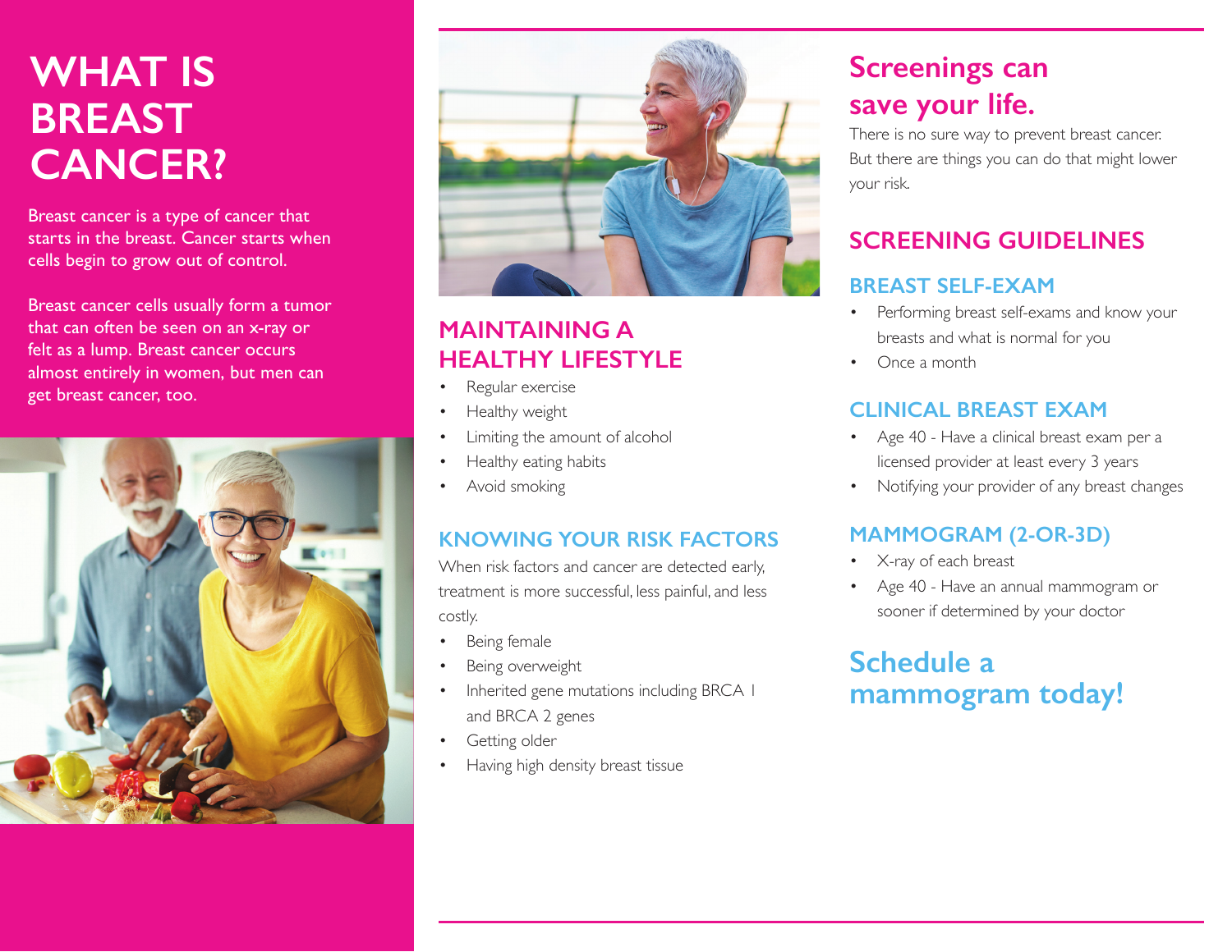# WHAT IS BREAST CANCER?

Breast cancer is a type of cancer that starts in the breast. Cancer starts when cells begin to grow out of control.

Breast cancer cells usually form a tumor that can often be seen on an x-ray or felt as a lump. Breast cancer occurs almost entirely in women, but men can get breast cancer, too.

## MAINTAINING A HEALTHY LIFESTYLE

- Regular exercise
- Healthy weight
- Limiting the amount of alcohol
- Healthy eating habits
- Avoid smoking

## KNOWING YOUR RISK FACTORS

When risk factors and cancer are detected early, treatment is more successful, less painful, and less costly.

- Being female
- Being overweight
- Inherited gene mutations including BRCA 1 and BRCA 2 genes
- Getting older
- Having high density breast tissue

## Screenings can save your life.

There is no sure way to prevent breast cancer. But there are things you can do that might lower your risk.

## SCREENING GUIDELINES

### BREAST SELF-EXAM

- Performing breast self-exams and know your breasts and what is normal for you
- Once a month

### CLINICAL BREAST EXAM

- Age 40 - Have a clinical breast exam per a licensed provider at least every 3 years
- Notifying your provider of any breast changes

### MAMMOGRAM (2-OR-3D)

- X-ray of each breast
- Age 40 - Have an annual mammogram or sooner if determined by your doctor

## Schedule a mammogram today!